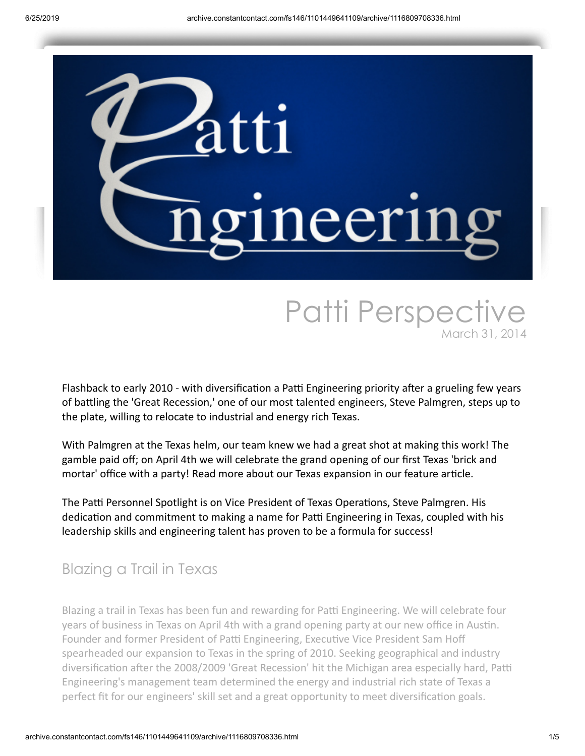# Patti Perspective

March 31, 2014

Flashback to early 2010 - with diversification a Patti Engineering priority after a grueling few years of battling the 'Great Recession,' one of our most talented engineers, Steve Palmgren, steps up to the plate, willing to relocate to industrial and energy rich Texas.

With Palmgren at the Texas helm, our team knew we had a great shot at making this work! The gamble paid off; on April 4th we will celebrate the grand opening of our first Texas 'brick and mortar' office with a party! Read more about our Texas expansion in our feature article.

The Patti Personnel Spotlight is on Vice President of Texas Operations, Steve Palmgren. His dedication and commitment to making a name for Patti Engineering in Texas, coupled with his leadership skills and engineering talent has proven to be a formula for success!

## Blazing a Trail in Texas

Blazing a trail in Texas has been fun and rewarding for Patti Engineering. We will celebrate four years of business in Texas on April 4th with a grand opening party at our new office in Austin. Founder and former President of Patti Engineering, Executive Vice President Sam Hoff spearheaded our expansion to Texas in the spring of 2010. Seeking geographical and industry diversification after the 2008/2009 'Great Recession' hit the Michigan area especially hard, Patti Engineering's management team determined the energy and industrial rich state of Texas a perfect fit for our engineers' skill set and a great opportunity to meet diversification goals.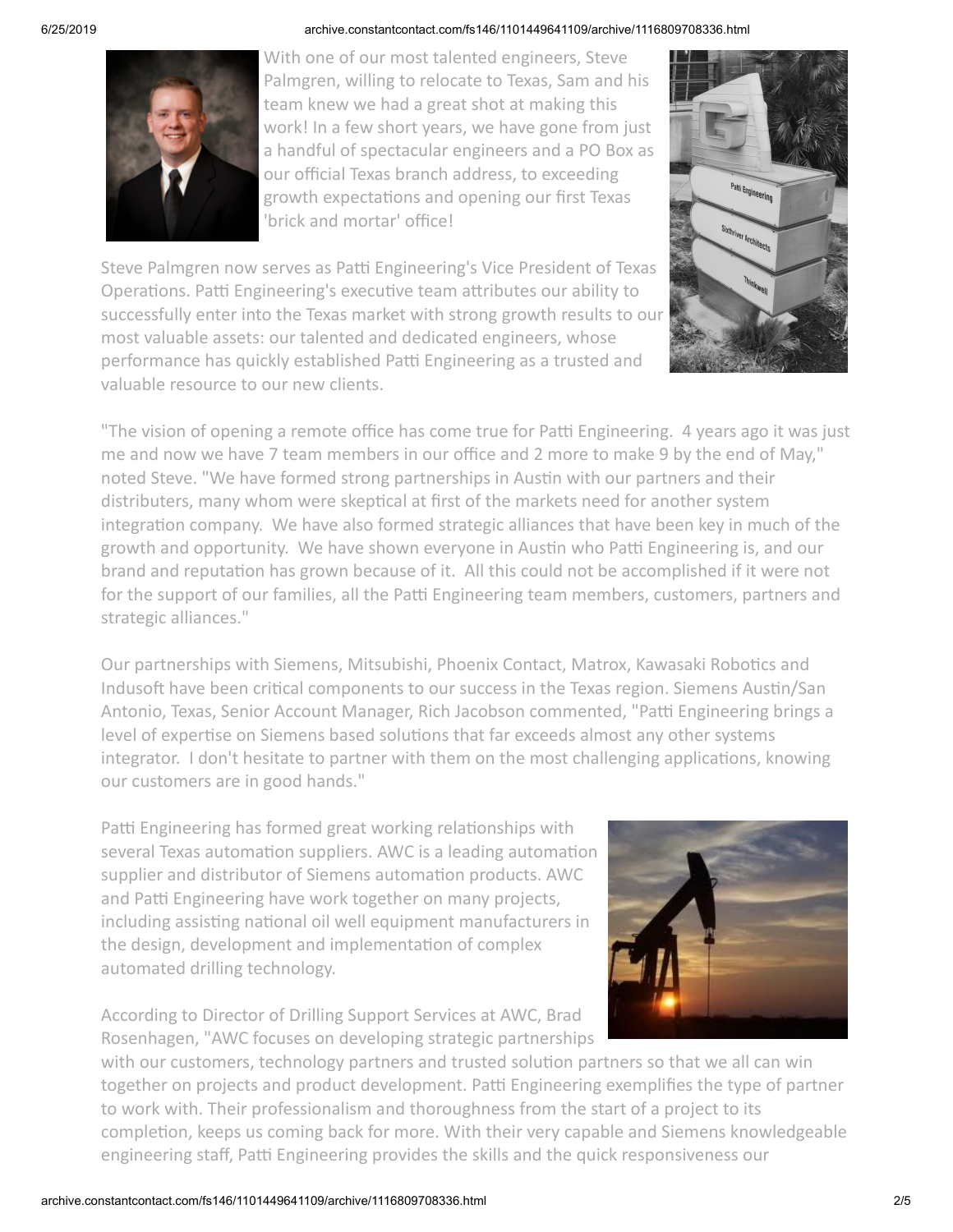With one of our most talented engineers, Steve Palmgren, willing to relocate to Texas, Sam and his team knew we had a great shot at making this work! In a few short years, we have gone from just a handful of spectacular engineers and a PO Box as our official Texas branch address, to exceeding growth expectations and opening our first Texas 'brick and mortar' office!

Steve Palmgren now serves as Patti Engineering's Vice President of Texas Operations. Patti Engineering's executive team attributes our ability to successfully enter into the Texas market with strong growth results to our most valuable assets: our talented and dedicated engineers, whose performance has quickly established Patti Engineering as a trusted and valuable resource to our new clients.

"The vision of opening a remote office has come true for Patti Engineering. 4 years ago it was just me and now we have 7 team members in our office and 2 more to make 9 by the end of May," noted Steve. "We have formed strong partnerships in Austin with our partners and their distributers, many whom were skeptical at first of the markets need for another system integration company. We have also formed strategic alliances that have been key in much of the growth and opportunity. We have shown everyone in Austin who Patti Engineering is, and our brand and reputation has grown because of it. All this could not be accomplished if it were not for the support of our families, all the Patti Engineering team members, customers, partners and strategic alliances."

Our partnerships with Siemens, Mitsubishi, Phoenix Contact, Matrox, Kawasaki Robotics and Indusoft have been critical components to our success in the Texas region. Siemens Austin/San Antonio, Texas, Senior Account Manager, Rich Jacobson commented, "Patti Engineering brings a level of expertise on Siemens based solutions that far exceeds almost any other systems integrator. I don't hesitate to partner with them on the most challenging applications, knowing our customers are in good hands."

Patti Engineering has formed great working relationships with several Texas automation suppliers. AWC is a leading automation supplier and distributor of Siemens automation products. AWC and Patti Engineering have work together on many projects, including assisting national oil well equipment manufacturers in the design, development and implementation of complex automated drilling technology.

According to Director of Drilling Support Services at AWC, Brad Rosenhagen, "AWC focuses on developing strategic partnerships with our customers, technology partners and trusted solution partners so that we all can win together on projects and product development. Patti Engineering exemplifies the type of partner to work with. Their professionalism and thoroughness from the start of a project to its completion, keeps us coming back for more. With their very capable and Siemens knowledgeable engineering staff, Patti Engineering provides the skills and the quick responsiveness our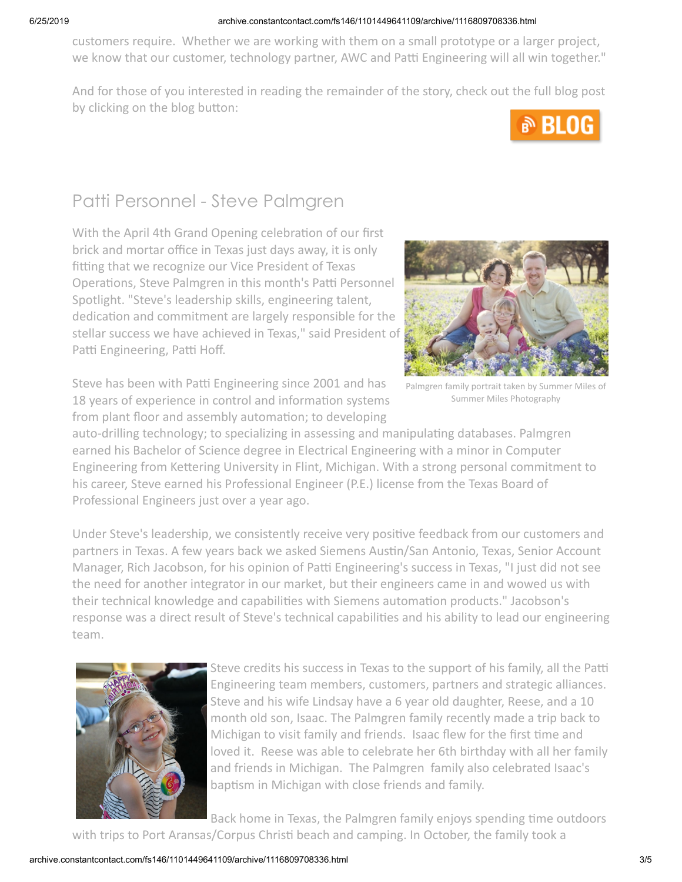customers require. Whether we are working with them on a small prototype or a larger project, we know that our customer, technology partner, AWC and Patti Engineering will all win together."

And for those of you interested in reading the remainder of the story, check out the full blog post by clicking on the blog button:

## Patti Personnel - Steve Palmgren

With the April 4th Grand Opening celebration of our first brick and mortar office in Texas just days away, it is only fitting that we recognize our Vice President of Texas Operations, Steve Palmgren in this month's Patti Personnel Spotlight. "Steve's leadership skills, engineering talent, dedication and commitment are largely responsible for the stellar success we have achieved in Texas," said President of Patti Engineering, Patti Hoff.

Palmgren family portrait taken by Summer Miles of Summer Miles Photography

Steve has been with Patti Engineering since 2001 and has 18 years of experience in control and information systems from plant floor and assembly automation; to developing auto-drilling technology; to specializing in assessing and manipulating databases. Palmgren earned his Bachelor of Science degree in Electrical Engineering with a minor in Computer Engineering from Kettering University in Flint, Michigan. With a strong personal commitment to his career, Steve earned his Professional Engineer (P.E.) license from the Texas Board of Professional Engineers just over a year ago.

Under Steve's leadership, we consistently receive very positive feedback from our customers and partners in Texas. A few years back we asked Siemens Austin/San Antonio, Texas, Senior Account Manager, Rich Jacobson, for his opinion of Patti Engineering's success in Texas, "I just did not see the need for another integrator in our market, but their engineers came in and wowed us with their technical knowledge and capabilities with Siemens automation products." Jacobson's response was a direct result of Steve's technical capabilities and his ability to lead our engineering team.

Steve credits his success in Texas to the support of his family, all the Patti Engineering team members, customers, partners and strategic alliances. Steve and his wife Lindsay have a 6 year old daughter, Reese, and a 10 month old son, Isaac. The Palmgren family recently made a trip back to Michigan to visit family and friends. Isaac flew for the first time and loved it. Reese was able to celebrate her 6th birthday with all her family and friends in Michigan. The Palmgren family also celebrated Isaac's baptism in Michigan with close friends and family.

Back home in Texas, the Palmgren family enjoys spending time outdoors with trips to Port Aransas/Corpus Christi beach and camping. In October, the family took a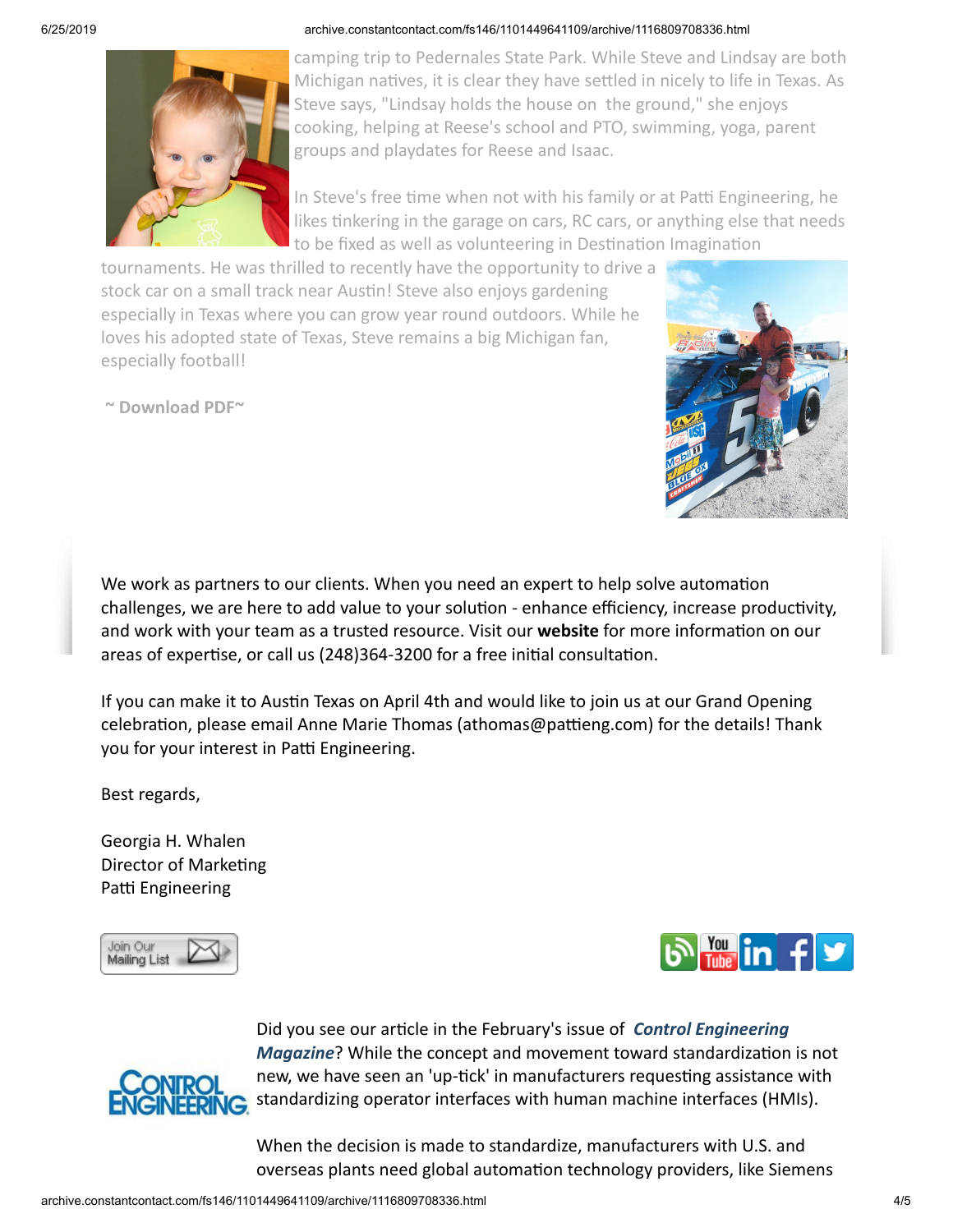camping trip to Pedernales State Park. While Steve and Lindsay are both Michigan natives, it is clear they have settled in nicely to life in Texas. As Steve says, "Lindsay holds the house on the ground," she enjoys cooking, helping at Reese's school and PTO, swimming, yoga, parent groups and playdates for Reese and Isaac.

In Steve's free time when not with his family or at Patti Engineering, he likes tinkering in the garage on cars, RC cars, or anything else that needs to be fixed as well as volunteering in Destination Imagination tournaments. He was thrilled to recently have the opportunity to drive a stock car on a small track near Austin! Steve also enjoys gardening especially in Texas where you can grow year round outdoors. While he loves his adopted state of Texas, Steve remains a big Michigan fan, especially football!

**~ Download PDF~**

We work as partners to our clients. When you need an expert to help solve automation challenges, we are here to add value to your solution - enhance efficiency, increase productivity, and work with your team as a trusted resource. Visit our **website** for more information on our areas of expertise, or call us (248)364-3200 for a free initial consultation.

If you can make it to Austin Texas on April 4th and would like to join us at our Grand Opening celebration, please email Anne Marie Thomas (athomas@pattieng.com) for the details! Thank you for your interest in Patti Engineering.

Best regards,

Georgia H. Whalen
Director of Marketing
Patti Engineering

Join Our Mailing List

Did you see our article in the February's issue of ***Control Engineering Magazine***? While the concept and movement toward standardization is not new, we have seen an 'up-tick' in manufacturers requesting assistance with standardizing operator interfaces with human machine interfaces (HMIs).

When the decision is made to standardize, manufacturers with U.S. and overseas plants need global automation technology providers, like Siemens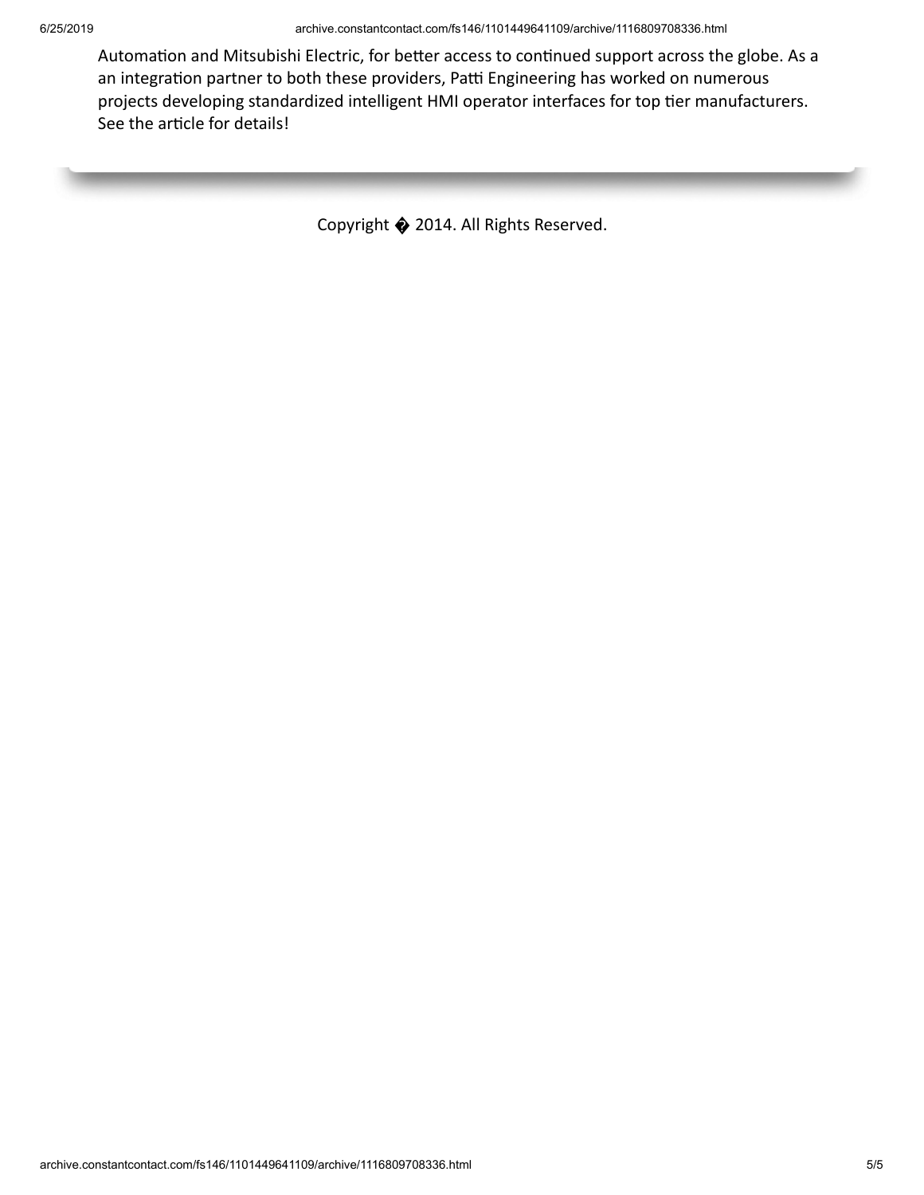Automation and Mitsubishi Electric, for better access to continued support across the globe. As a an integration partner to both these providers, Patti Engineering has worked on numerous projects developing standardized intelligent HMI operator interfaces for top tier manufacturers. See the article for details!

Copyright � 2014. All Rights Reserved.